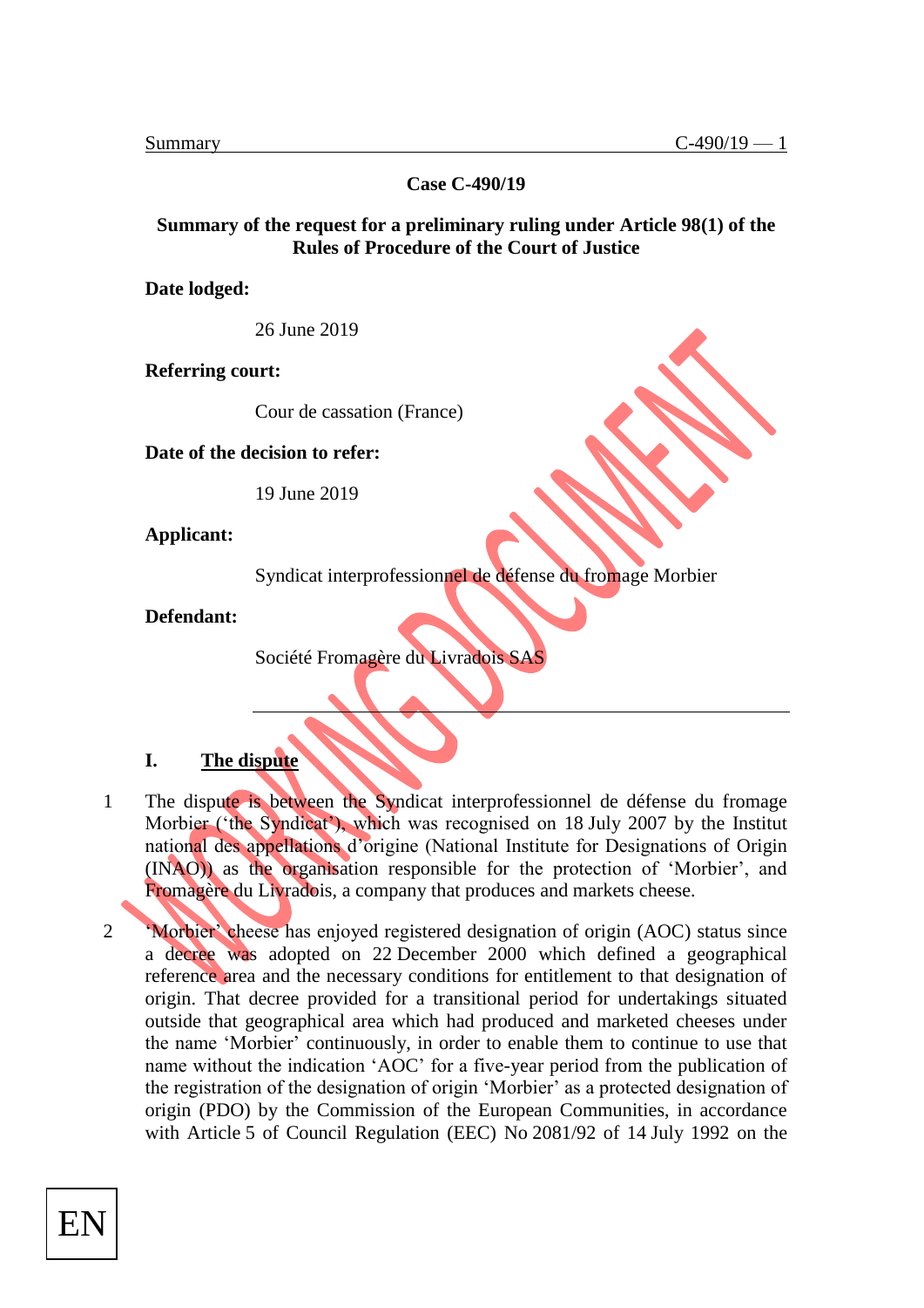**Case C-490/19**

**Summary of the request for a preliminary ruling under Article 98(1) of the Rules of Procedure of the Court of Justice**

**Date lodged:**

26 June 2019

**Referring court:**

Cour de cassation (France)

**Date of the decision to refer:**

19 June 2019

**Applicant:**

Syndicat interprofessionnel de défense du fromage Morbier

**Defendant:**

Société Fromagère du Livradois SAS

---

## I. The dispute

1 The dispute is between the Syndicat interprofessionnel de défense du fromage Morbier ('the Syndicat'), which was recognised on 18 July 2007 by the Institut national des appellations d'origine (National Institute for Designations of Origin (INAO)) as the organisation responsible for the protection of 'Morbier', and Fromagère du Livradois, a company that produces and markets cheese.

2 'Morbier' cheese has enjoyed registered designation of origin (AOC) status since a decree was adopted on 22 December 2000 which defined a geographical reference area and the necessary conditions for entitlement to that designation of origin. That decree provided for a transitional period for undertakings situated outside that geographical area which had produced and marketed cheeses under the name 'Morbier' continuously, in order to enable them to continue to use that name without the indication 'AOC' for a five-year period from the publication of the registration of the designation of origin 'Morbier' as a protected designation of origin (PDO) by the Commission of the European Communities, in accordance with Article 5 of Council Regulation (EEC) No 2081/92 of 14 July 1992 on the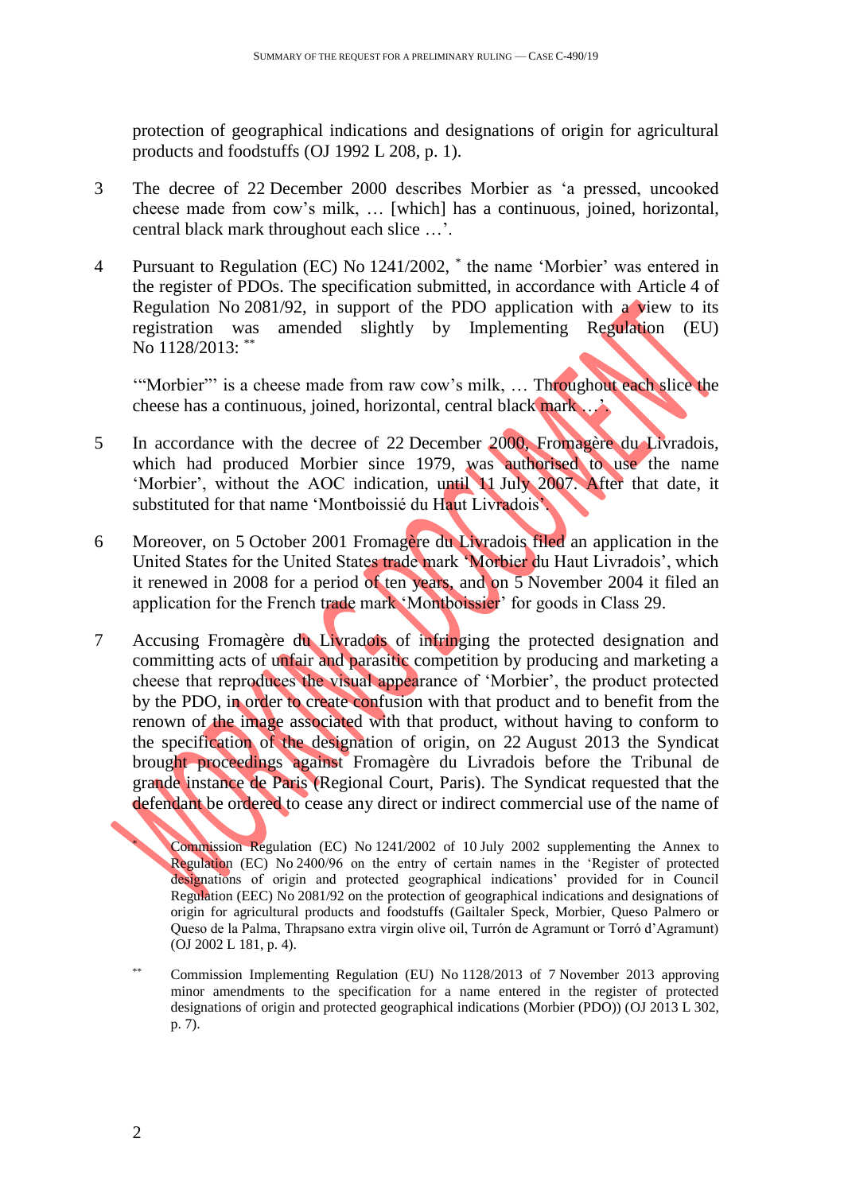protection of geographical indications and designations of origin for agricultural products and foodstuffs (OJ 1992 L 208, p. 1).

3 The decree of 22 December 2000 describes Morbier as 'a pressed, uncooked cheese made from cow's milk, … [which] has a continuous, joined, horizontal, central black mark throughout each slice …'.

4 Pursuant to Regulation (EC) No 1241/2002, * the name 'Morbier' was entered in the register of PDOs. The specification submitted, in accordance with Article 4 of Regulation No 2081/92, in support of the PDO application with a view to its registration was amended slightly by Implementing Regulation (EU) No 1128/2013: **

'"Morbier"' is a cheese made from raw cow's milk, … Throughout each slice the cheese has a continuous, joined, horizontal, central black mark …'.

5 In accordance with the decree of 22 December 2000, Fromagère du Livradois, which had produced Morbier since 1979, was authorised to use the name 'Morbier', without the AOC indication, until 11 July 2007. After that date, it substituted for that name 'Montboissié du Haut Livradois'.

6 Moreover, on 5 October 2001 Fromagère du Livradois filed an application in the United States for the United States trade mark 'Morbier du Haut Livradois', which it renewed in 2008 for a period of ten years, and on 5 November 2004 it filed an application for the French trade mark 'Montboissier' for goods in Class 29.

7 Accusing Fromagère du Livradois of infringing the protected designation and committing acts of unfair and parasitic competition by producing and marketing a cheese that reproduces the visual appearance of 'Morbier', the product protected by the PDO, in order to create confusion with that product and to benefit from the renown of the image associated with that product, without having to conform to the specification of the designation of origin, on 22 August 2013 the Syndicat brought proceedings against Fromagère du Livradois before the Tribunal de grande instance de Paris (Regional Court, Paris). The Syndicat requested that the defendant be ordered to cease any direct or indirect commercial use of the name of

\* Commission Regulation (EC) No 1241/2002 of 10 July 2002 supplementing the Annex to Regulation (EC) No 2400/96 on the entry of certain names in the 'Register of protected designations of origin and protected geographical indications' provided for in Council Regulation (EEC) No 2081/92 on the protection of geographical indications and designations of origin for agricultural products and foodstuffs (Gailtaler Speck, Morbier, Queso Palmero or Queso de la Palma, Thrapsano extra virgin olive oil, Turrón de Agramunt or Torró d'Agramunt) (OJ 2002 L 181, p. 4).

\** Commission Implementing Regulation (EU) No 1128/2013 of 7 November 2013 approving minor amendments to the specification for a name entered in the register of protected designations of origin and protected geographical indications (Morbier (PDO)) (OJ 2013 L 302, p. 7).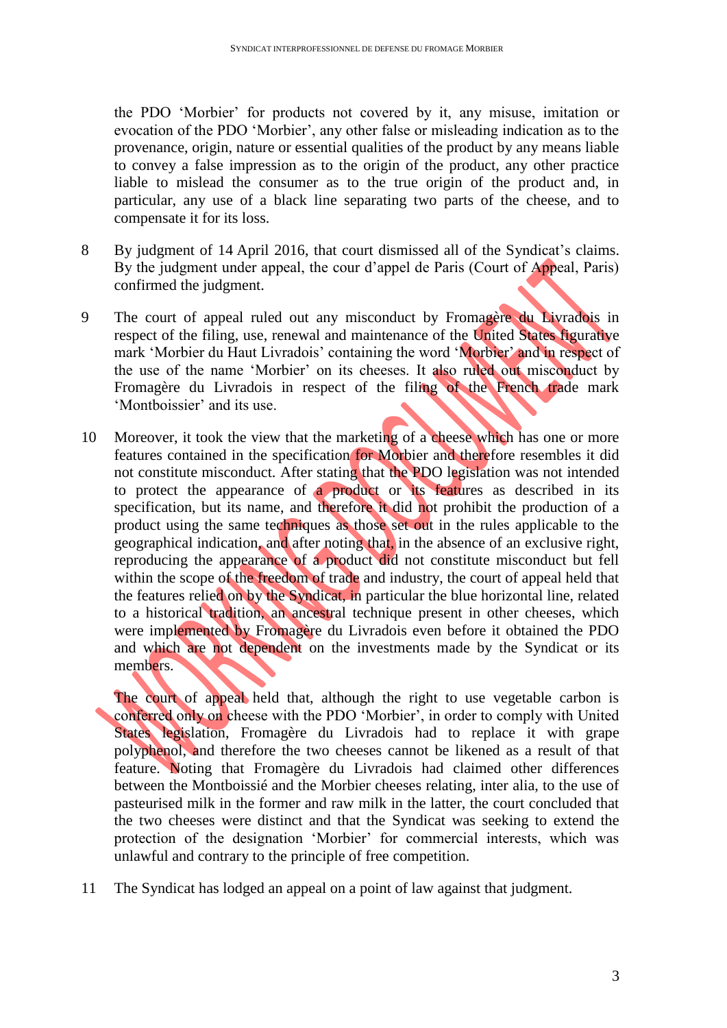the PDO 'Morbier' for products not covered by it, any misuse, imitation or evocation of the PDO 'Morbier', any other false or misleading indication as to the provenance, origin, nature or essential qualities of the product by any means liable to convey a false impression as to the origin of the product, any other practice liable to mislead the consumer as to the true origin of the product and, in particular, any use of a black line separating two parts of the cheese, and to compensate it for its loss.

8 By judgment of 14 April 2016, that court dismissed all of the Syndicat's claims. By the judgment under appeal, the cour d'appel de Paris (Court of Appeal, Paris) confirmed the judgment.

9 The court of appeal ruled out any misconduct by Fromagère du Livradois in respect of the filing, use, renewal and maintenance of the United States figurative mark 'Morbier du Haut Livradois' containing the word 'Morbier' and in respect of the use of the name 'Morbier' on its cheeses. It also ruled out misconduct by Fromagère du Livradois in respect of the filing of the French trade mark 'Montboissier' and its use.

10 Moreover, it took the view that the marketing of a cheese which has one or more features contained in the specification for Morbier and therefore resembles it did not constitute misconduct. After stating that the PDO legislation was not intended to protect the appearance of a product or its features as described in its specification, but its name, and therefore it did not prohibit the production of a product using the same techniques as those set out in the rules applicable to the geographical indication, and after noting that, in the absence of an exclusive right, reproducing the appearance of a product did not constitute misconduct but fell within the scope of the freedom of trade and industry, the court of appeal held that the features relied on by the Syndicat, in particular the blue horizontal line, related to a historical tradition, an ancestral technique present in other cheeses, which were implemented by Fromagère du Livradois even before it obtained the PDO and which are not dependent on the investments made by the Syndicat or its members.

The court of appeal held that, although the right to use vegetable carbon is conferred only on cheese with the PDO 'Morbier', in order to comply with United States legislation, Fromagère du Livradois had to replace it with grape polyphenol, and therefore the two cheeses cannot be likened as a result of that feature. Noting that Fromagère du Livradois had claimed other differences between the Montboissié and the Morbier cheeses relating, inter alia, to the use of pasteurised milk in the former and raw milk in the latter, the court concluded that the two cheeses were distinct and that the Syndicat was seeking to extend the protection of the designation 'Morbier' for commercial interests, which was unlawful and contrary to the principle of free competition.

11 The Syndicat has lodged an appeal on a point of law against that judgment.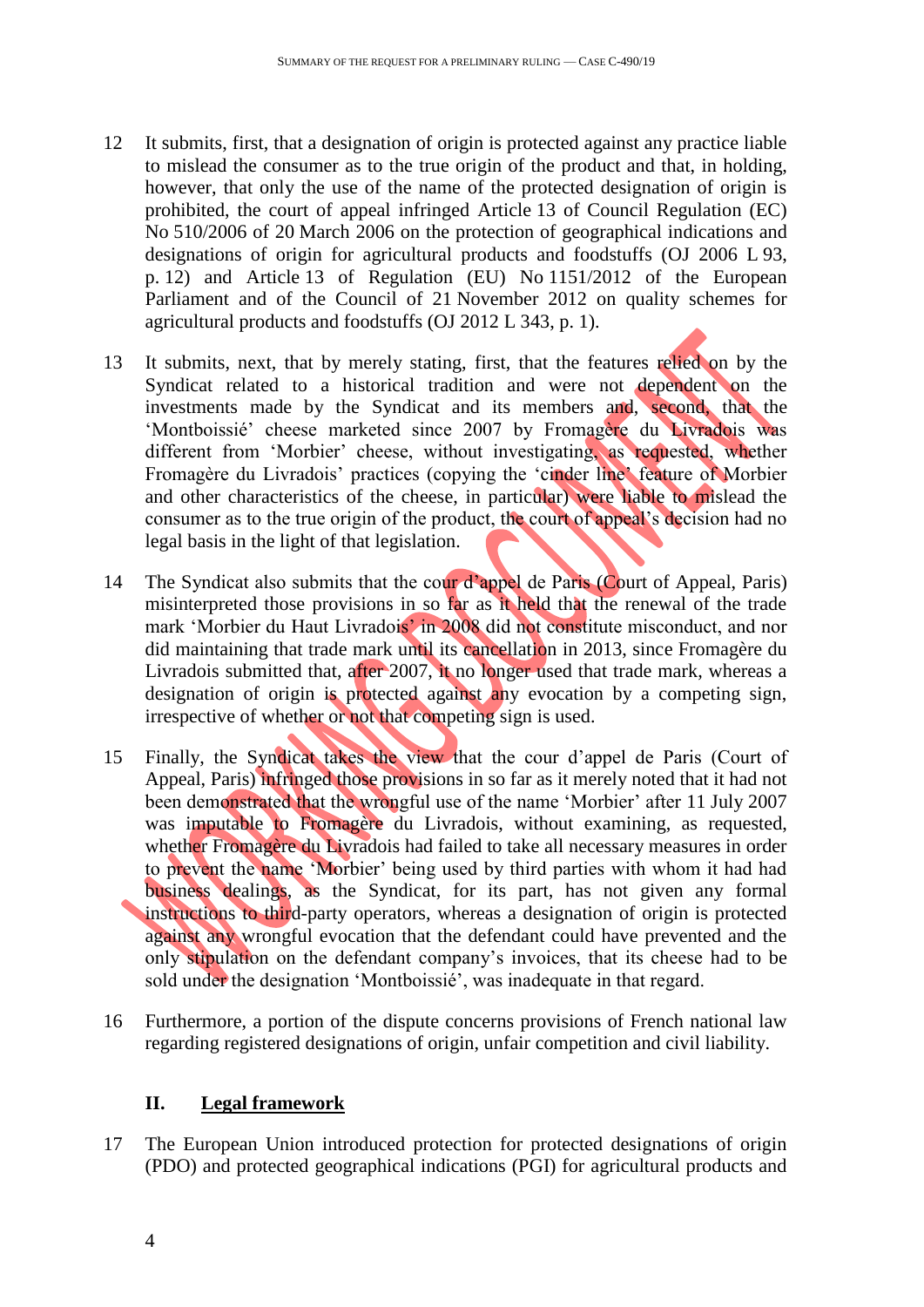12 It submits, first, that a designation of origin is protected against any practice liable to mislead the consumer as to the true origin of the product and that, in holding, however, that only the use of the name of the protected designation of origin is prohibited, the court of appeal infringed Article 13 of Council Regulation (EC) No 510/2006 of 20 March 2006 on the protection of geographical indications and designations of origin for agricultural products and foodstuffs (OJ 2006 L 93, p. 12) and Article 13 of Regulation (EU) No 1151/2012 of the European Parliament and of the Council of 21 November 2012 on quality schemes for agricultural products and foodstuffs (OJ 2012 L 343, p. 1).

13 It submits, next, that by merely stating, first, that the features relied on by the Syndicat related to a historical tradition and were not dependent on the investments made by the Syndicat and its members and, second, that the 'Montboissié' cheese marketed since 2007 by Fromagère du Livradois was different from 'Morbier' cheese, without investigating, as requested, whether Fromagère du Livradois' practices (copying the 'cinder line' feature of Morbier and other characteristics of the cheese, in particular) were liable to mislead the consumer as to the true origin of the product, the court of appeal's decision had no legal basis in the light of that legislation.

14 The Syndicat also submits that the cour d'appel de Paris (Court of Appeal, Paris) misinterpreted those provisions in so far as it held that the renewal of the trade mark 'Morbier du Haut Livradois' in 2008 did not constitute misconduct, and nor did maintaining that trade mark until its cancellation in 2013, since Fromagère du Livradois submitted that, after 2007, it no longer used that trade mark, whereas a designation of origin is protected against any evocation by a competing sign, irrespective of whether or not that competing sign is used.

15 Finally, the Syndicat takes the view that the cour d'appel de Paris (Court of Appeal, Paris) infringed those provisions in so far as it merely noted that it had not been demonstrated that the wrongful use of the name 'Morbier' after 11 July 2007 was imputable to Fromagère du Livradois, without examining, as requested, whether Fromagère du Livradois had failed to take all necessary measures in order to prevent the name 'Morbier' being used by third parties with whom it had had business dealings, as the Syndicat, for its part, has not given any formal instructions to third-party operators, whereas a designation of origin is protected against any wrongful evocation that the defendant could have prevented and the only stipulation on the defendant company's invoices, that its cheese had to be sold under the designation 'Montboissié', was inadequate in that regard.

16 Furthermore, a portion of the dispute concerns provisions of French national law regarding registered designations of origin, unfair competition and civil liability.

## II. Legal framework

17 The European Union introduced protection for protected designations of origin (PDO) and protected geographical indications (PGI) for agricultural products and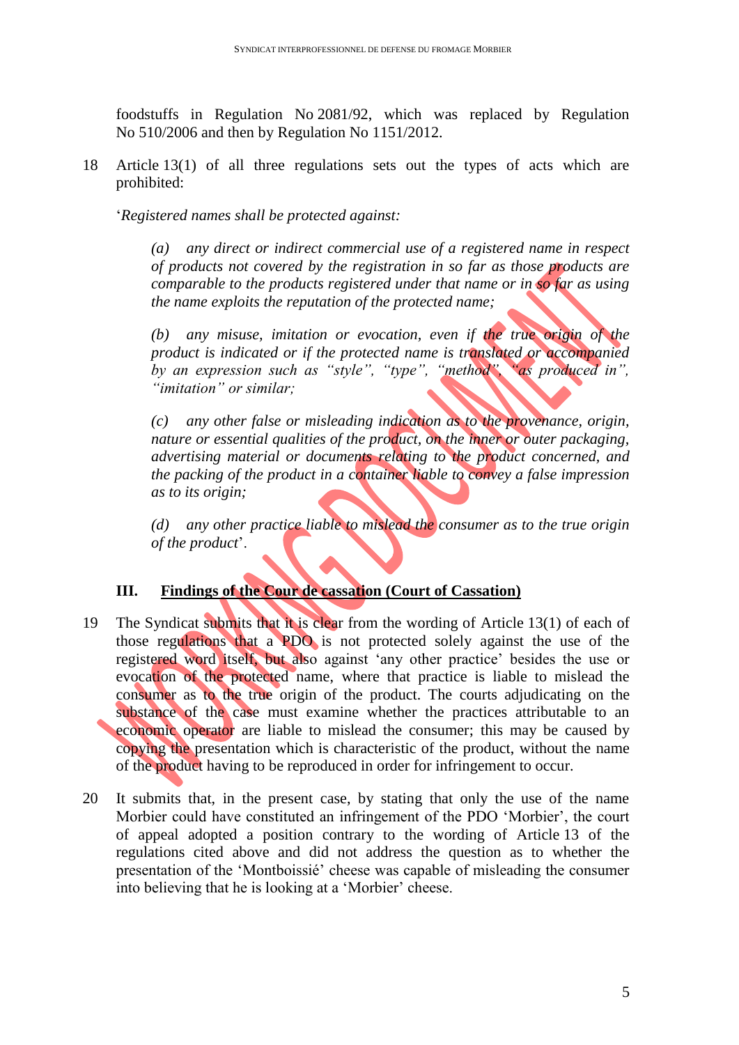foodstuffs in Regulation No 2081/92, which was replaced by Regulation No 510/2006 and then by Regulation No 1151/2012.

18 Article 13(1) of all three regulations sets out the types of acts which are prohibited:

'*Registered names shall be protected against:*

> *(a) any direct or indirect commercial use of a registered name in respect of products not covered by the registration in so far as those products are comparable to the products registered under that name or in so far as using the name exploits the reputation of the protected name;*
>
> *(b) any misuse, imitation or evocation, even if the true origin of the product is indicated or if the protected name is translated or accompanied by an expression such as "style", "type", "method", "as produced in", "imitation" or similar;*
>
> *(c) any other false or misleading indication as to the provenance, origin, nature or essential qualities of the product, on the inner or outer packaging, advertising material or documents relating to the product concerned, and the packing of the product in a container liable to convey a false impression as to its origin;*
>
> *(d) any other practice liable to mislead the consumer as to the true origin of the product*'.

### III. Findings of the Cour de cassation (Court of Cassation)

19 The Syndicat submits that it is clear from the wording of Article 13(1) of each of those regulations that a PDO is not protected solely against the use of the registered word itself, but also against 'any other practice' besides the use or evocation of the protected name, where that practice is liable to mislead the consumer as to the true origin of the product. The courts adjudicating on the substance of the case must examine whether the practices attributable to an economic operator are liable to mislead the consumer; this may be caused by copying the presentation which is characteristic of the product, without the name of the product having to be reproduced in order for infringement to occur.

20 It submits that, in the present case, by stating that only the use of the name Morbier could have constituted an infringement of the PDO 'Morbier', the court of appeal adopted a position contrary to the wording of Article 13 of the regulations cited above and did not address the question as to whether the presentation of the 'Montboissié' cheese was capable of misleading the consumer into believing that he is looking at a 'Morbier' cheese.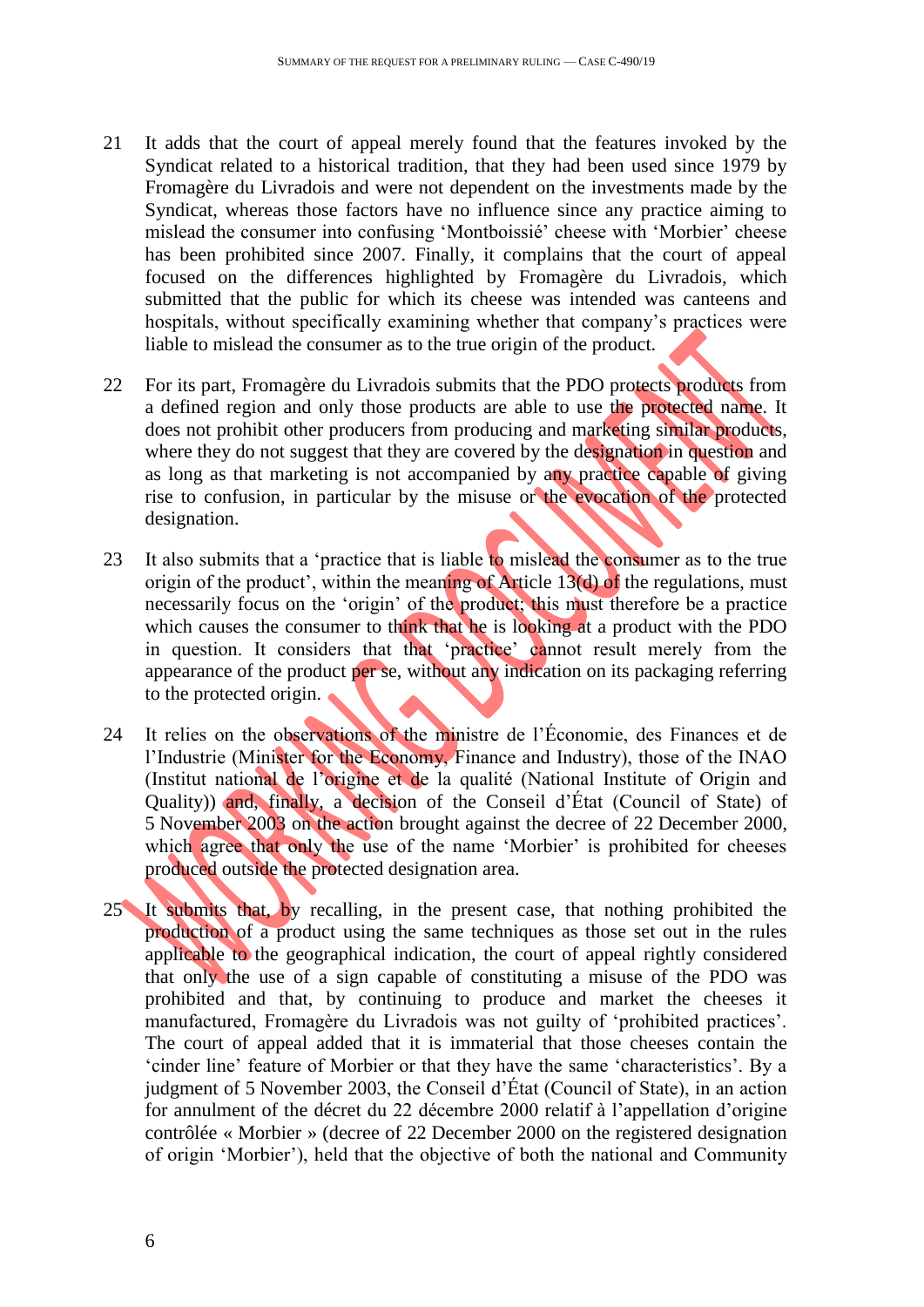21 It adds that the court of appeal merely found that the features invoked by the Syndicat related to a historical tradition, that they had been used since 1979 by Fromagère du Livradois and were not dependent on the investments made by the Syndicat, whereas those factors have no influence since any practice aiming to mislead the consumer into confusing 'Montboissié' cheese with 'Morbier' cheese has been prohibited since 2007. Finally, it complains that the court of appeal focused on the differences highlighted by Fromagère du Livradois, which submitted that the public for which its cheese was intended was canteens and hospitals, without specifically examining whether that company's practices were liable to mislead the consumer as to the true origin of the product.

22 For its part, Fromagère du Livradois submits that the PDO protects products from a defined region and only those products are able to use the protected name. It does not prohibit other producers from producing and marketing similar products, where they do not suggest that they are covered by the designation in question and as long as that marketing is not accompanied by any practice capable of giving rise to confusion, in particular by the misuse or the evocation of the protected designation.

23 It also submits that a 'practice that is liable to mislead the consumer as to the true origin of the product', within the meaning of Article 13(d) of the regulations, must necessarily focus on the 'origin' of the product; this must therefore be a practice which causes the consumer to think that he is looking at a product with the PDO in question. It considers that that 'practice' cannot result merely from the appearance of the product per se, without any indication on its packaging referring to the protected origin.

24 It relies on the observations of the ministre de l'Économie, des Finances et de l'Industrie (Minister for the Economy, Finance and Industry), those of the INAO (Institut national de l'origine et de la qualité (National Institute of Origin and Quality)) and, finally, a decision of the Conseil d'État (Council of State) of 5 November 2003 on the action brought against the decree of 22 December 2000, which agree that only the use of the name 'Morbier' is prohibited for cheeses produced outside the protected designation area.

25 It submits that, by recalling, in the present case, that nothing prohibited the production of a product using the same techniques as those set out in the rules applicable to the geographical indication, the court of appeal rightly considered that only the use of a sign capable of constituting a misuse of the PDO was prohibited and that, by continuing to produce and market the cheeses it manufactured, Fromagère du Livradois was not guilty of 'prohibited practices'. The court of appeal added that it is immaterial that those cheeses contain the 'cinder line' feature of Morbier or that they have the same 'characteristics'. By a judgment of 5 November 2003, the Conseil d'État (Council of State), in an action for annulment of the décret du 22 décembre 2000 relatif à l'appellation d'origine contrôlée « Morbier » (decree of 22 December 2000 on the registered designation of origin 'Morbier'), held that the objective of both the national and Community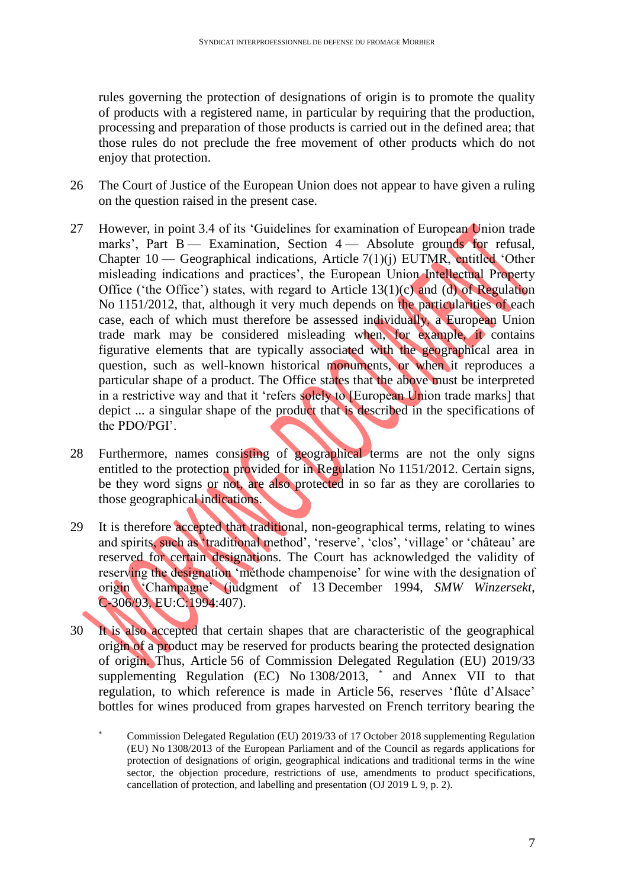rules governing the protection of designations of origin is to promote the quality of products with a registered name, in particular by requiring that the production, processing and preparation of those products is carried out in the defined area; that those rules do not preclude the free movement of other products which do not enjoy that protection.

26 The Court of Justice of the European Union does not appear to have given a ruling on the question raised in the present case.

27 However, in point 3.4 of its 'Guidelines for examination of European Union trade marks', Part B — Examination, Section 4 — Absolute grounds for refusal, Chapter 10 — Geographical indications, Article 7(1)(j) EUTMR, entitled 'Other misleading indications and practices', the European Union Intellectual Property Office ('the Office') states, with regard to Article 13(1)(c) and (d) of Regulation No 1151/2012, that, although it very much depends on the particularities of each case, each of which must therefore be assessed individually, a European Union trade mark may be considered misleading when, for example, it contains figurative elements that are typically associated with the geographical area in question, such as well-known historical monuments, or when it reproduces a particular shape of a product. The Office states that the above must be interpreted in a restrictive way and that it 'refers solely to [European Union trade marks] that depict ... a singular shape of the product that is described in the specifications of the PDO/PGI'.

28 Furthermore, names consisting of geographical terms are not the only signs entitled to the protection provided for in Regulation No 1151/2012. Certain signs, be they word signs or not, are also protected in so far as they are corollaries to those geographical indications.

29 It is therefore accepted that traditional, non-geographical terms, relating to wines and spirits, such as 'traditional method', 'reserve', 'clos', 'village' or 'château' are reserved for certain designations. The Court has acknowledged the validity of reserving the designation 'méthode champenoise' for wine with the designation of origin 'Champagne' (judgment of 13 December 1994, *SMW Winzersekt*, C-306/93, EU:C:1994:407).

30 It is also accepted that certain shapes that are characteristic of the geographical origin of a product may be reserved for products bearing the protected designation of origin. Thus, Article 56 of Commission Delegated Regulation (EU) 2019/33 supplementing Regulation (EC) No 1308/2013, * and Annex VII to that regulation, to which reference is made in Article 56, reserves 'flûte d'Alsace' bottles for wines produced from grapes harvested on French territory bearing the

\* Commission Delegated Regulation (EU) 2019/33 of 17 October 2018 supplementing Regulation (EU) No 1308/2013 of the European Parliament and of the Council as regards applications for protection of designations of origin, geographical indications and traditional terms in the wine sector, the objection procedure, restrictions of use, amendments to product specifications, cancellation of protection, and labelling and presentation (OJ 2019 L 9, p. 2).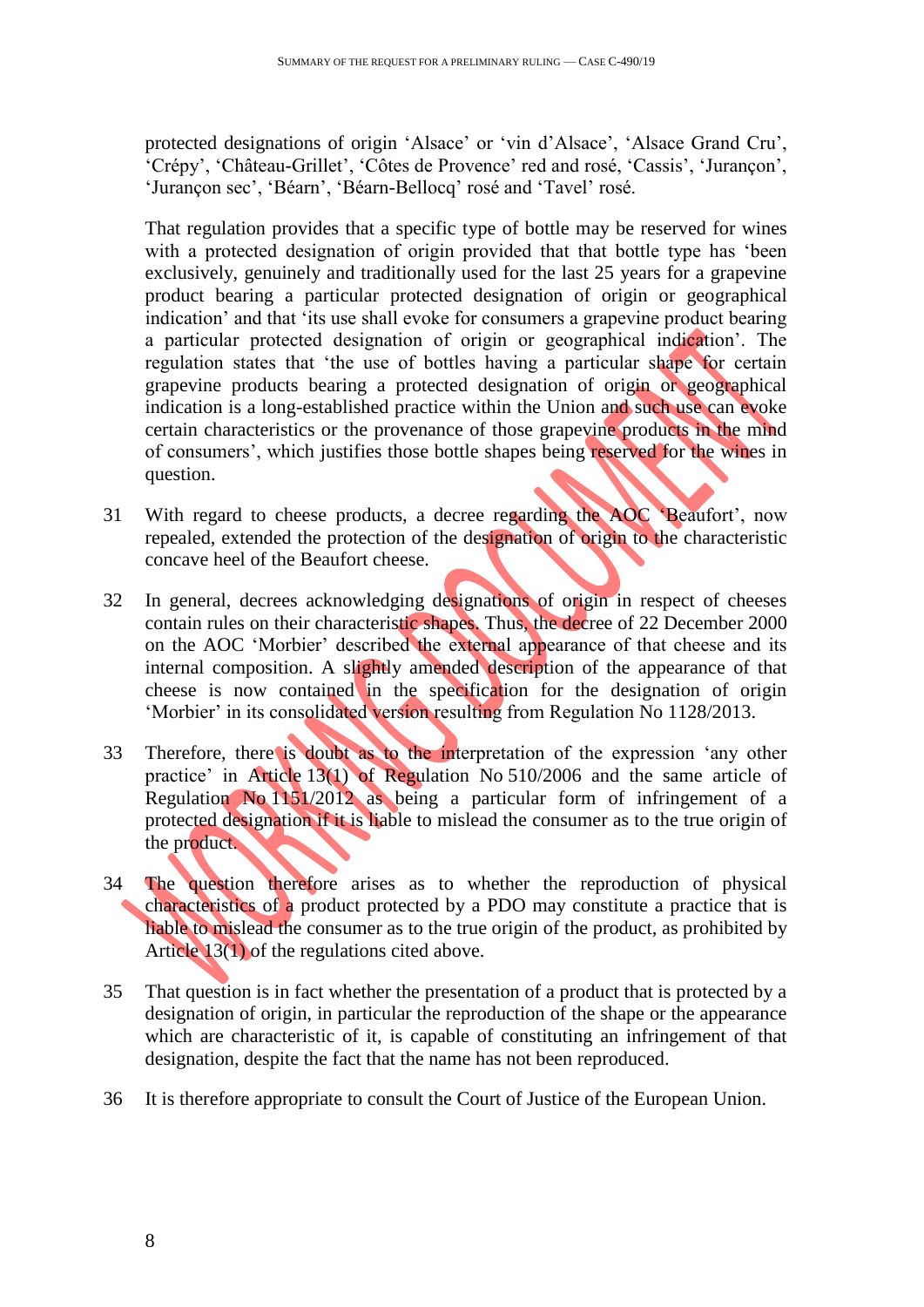protected designations of origin 'Alsace' or 'vin d'Alsace', 'Alsace Grand Cru', 'Crépy', 'Château-Grillet', 'Côtes de Provence' red and rosé, 'Cassis', 'Jurançon', 'Jurançon sec', 'Béarn', 'Béarn-Bellocq' rosé and 'Tavel' rosé.

That regulation provides that a specific type of bottle may be reserved for wines with a protected designation of origin provided that that bottle type has 'been exclusively, genuinely and traditionally used for the last 25 years for a grapevine product bearing a particular protected designation of origin or geographical indication' and that 'its use shall evoke for consumers a grapevine product bearing a particular protected designation of origin or geographical indication'. The regulation states that 'the use of bottles having a particular shape for certain grapevine products bearing a protected designation of origin or geographical indication is a long-established practice within the Union and such use can evoke certain characteristics or the provenance of those grapevine products in the mind of consumers', which justifies those bottle shapes being reserved for the wines in question.

31 With regard to cheese products, a decree regarding the AOC 'Beaufort', now repealed, extended the protection of the designation of origin to the characteristic concave heel of the Beaufort cheese.

32 In general, decrees acknowledging designations of origin in respect of cheeses contain rules on their characteristic shapes. Thus, the decree of 22 December 2000 on the AOC 'Morbier' described the external appearance of that cheese and its internal composition. A slightly amended description of the appearance of that cheese is now contained in the specification for the designation of origin 'Morbier' in its consolidated version resulting from Regulation No 1128/2013.

33 Therefore, there is doubt as to the interpretation of the expression 'any other practice' in Article 13(1) of Regulation No 510/2006 and the same article of Regulation No 1151/2012 as being a particular form of infringement of a protected designation if it is liable to mislead the consumer as to the true origin of the product.

34 The question therefore arises as to whether the reproduction of physical characteristics of a product protected by a PDO may constitute a practice that is liable to mislead the consumer as to the true origin of the product, as prohibited by Article 13(1) of the regulations cited above.

35 That question is in fact whether the presentation of a product that is protected by a designation of origin, in particular the reproduction of the shape or the appearance which are characteristic of it, is capable of constituting an infringement of that designation, despite the fact that the name has not been reproduced.

36 It is therefore appropriate to consult the Court of Justice of the European Union.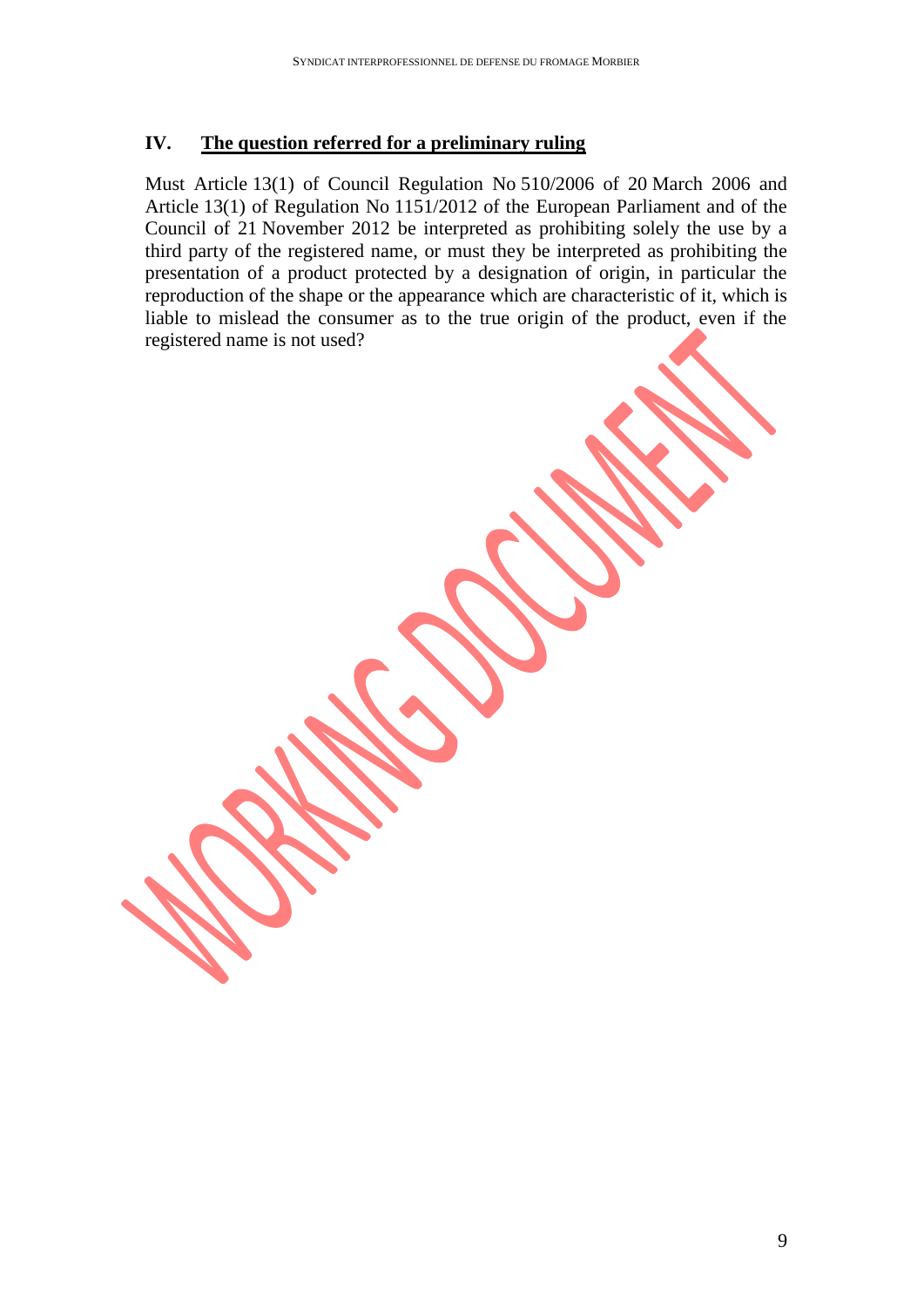## IV. The question referred for a preliminary ruling

Must Article 13(1) of Council Regulation No 510/2006 of 20 March 2006 and Article 13(1) of Regulation No 1151/2012 of the European Parliament and of the Council of 21 November 2012 be interpreted as prohibiting solely the use by a third party of the registered name, or must they be interpreted as prohibiting the presentation of a product protected by a designation of origin, in particular the reproduction of the shape or the appearance which are characteristic of it, which is liable to mislead the consumer as to the true origin of the product, even if the registered name is not used?